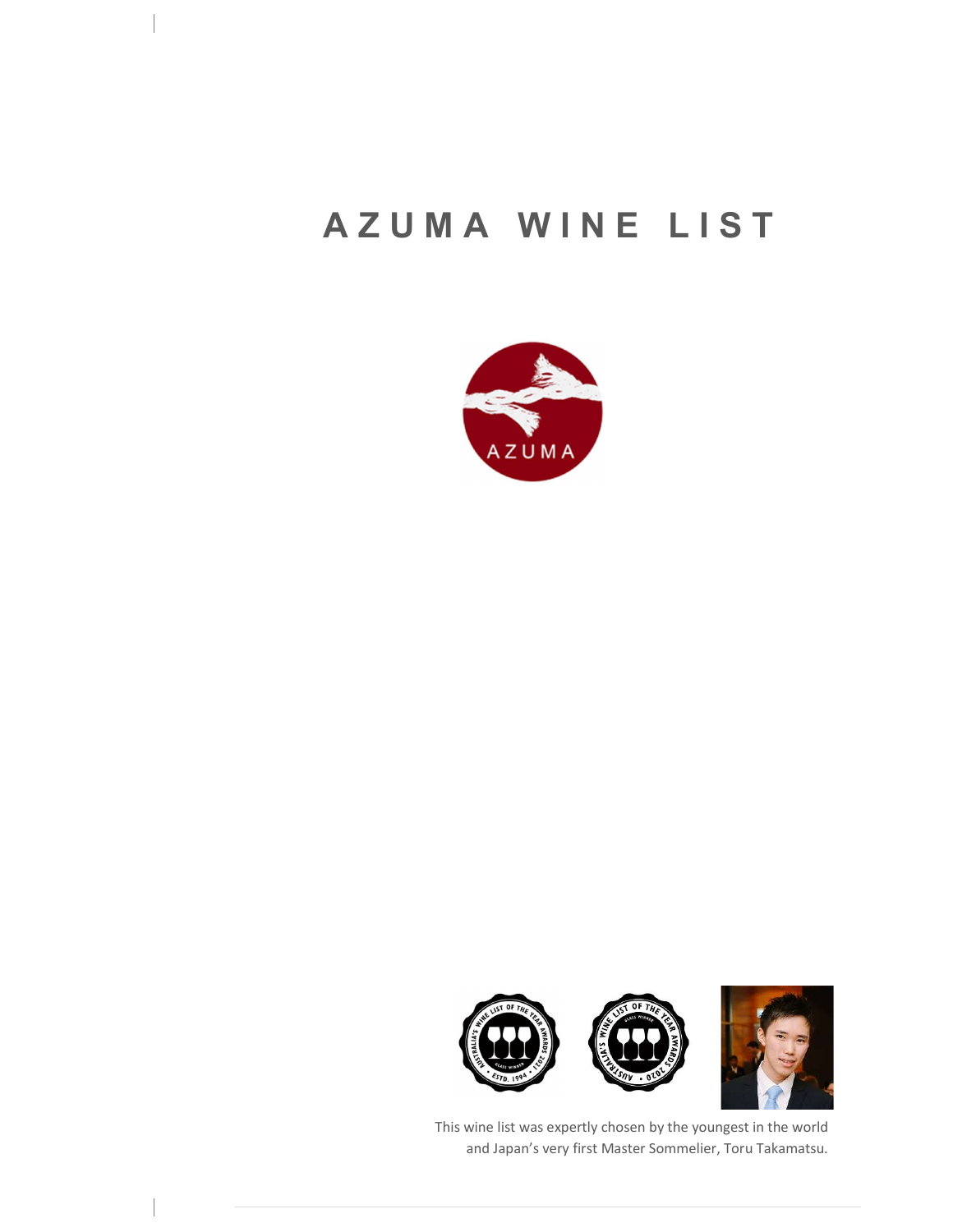# AZUMA WINE LIST

This wine list was expertly chosen by the youngest in the world and Japan's very first Master Sommelier, Toru Takamatsu.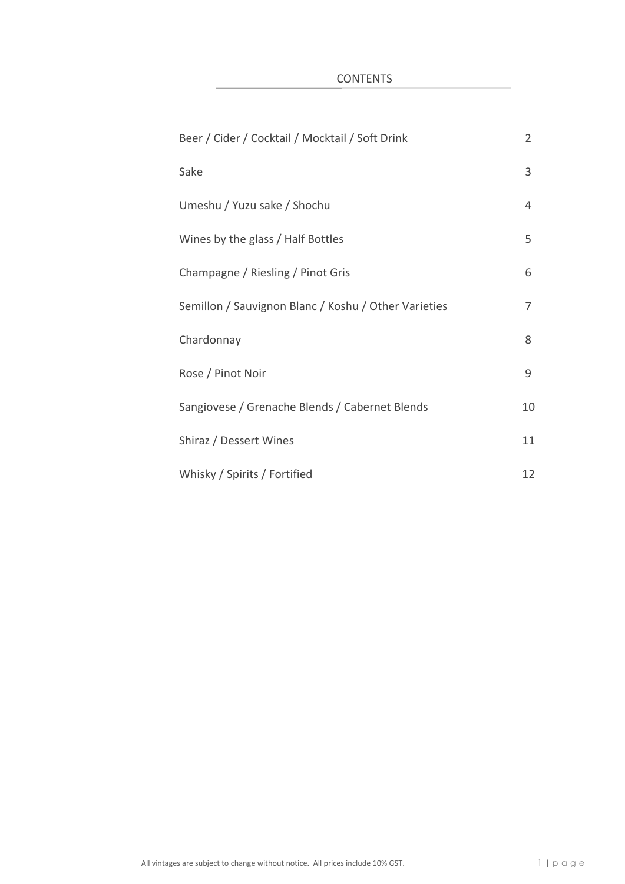# CONTENTS

| | |
|---|---|
| Beer / Cider / Cocktail / Mocktail / Soft Drink | 2 |
| Sake | 3 |
| Umeshu / Yuzu sake / Shochu | 4 |
| Wines by the glass / Half Bottles | 5 |
| Champagne / Riesling / Pinot Gris | 6 |
| Semillon / Sauvignon Blanc / Koshu / Other Varieties | 7 |
| Chardonnay | 8 |
| Rose / Pinot Noir | 9 |
| Sangiovese / Grenache Blends / Cabernet Blends | 10 |
| Shiraz / Dessert Wines | 11 |
| Whisky / Spirits / Fortified | 12 |

All vintages are subject to change without notice. All prices include 10% GST.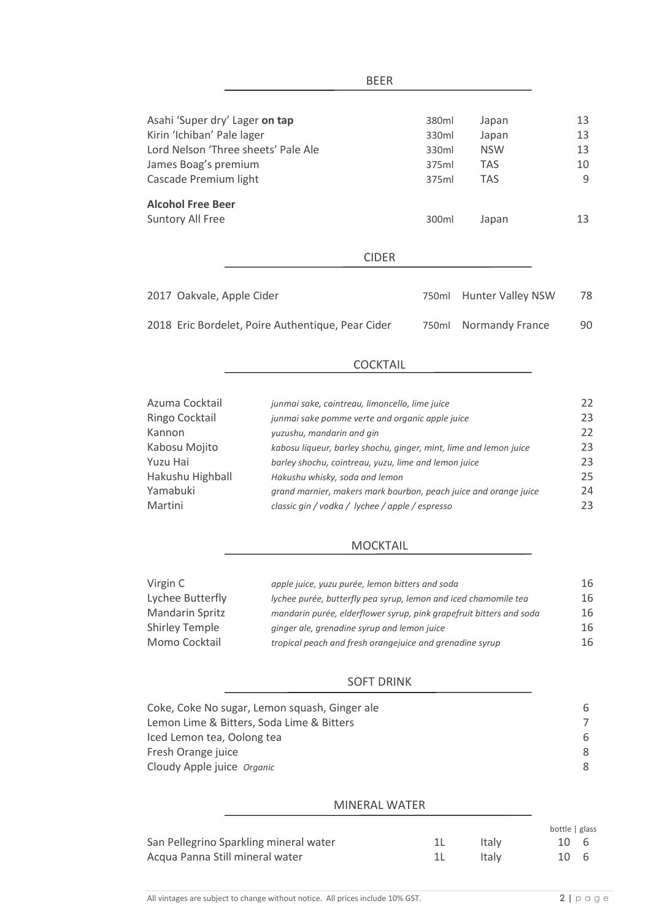## BEER

| | | | |
|---|---|---|---|
| Asahi 'Super dry' Lager **on tap** | 380ml | Japan | 13 |
| Kirin 'Ichiban' Pale lager | 330ml | Japan | 13 |
| Lord Nelson 'Three sheets' Pale Ale | 330ml | NSW | 13 |
| James Boag's premium | 375ml | TAS | 10 |
| Cascade Premium light | 375ml | TAS | 9 |
| **Alcohol Free Beer** | | | |
| Suntory All Free | 300ml | Japan | 13 |

## CIDER

| | | | |
|---|---|---|---|
| 2017 Oakvale, Apple Cider | 750ml | Hunter Valley NSW | 78 |
| 2018 Eric Bordelet, Poire Authentique, Pear Cider | 750ml | Normandy France | 90 |

## COCKTAIL

| | | |
|---|---|---|
| Azuma Cocktail | *junmai sake, cointreau, limoncello, lime juice* | 22 |
| Ringo Cocktail | *junmai sake pomme verte and organic apple juice* | 23 |
| Kannon | *yuzushu, mandarin and gin* | 22 |
| Kabosu Mojito | *kabosu liqueur, barley shochu, ginger, mint, lime and lemon juice* | 23 |
| Yuzu Hai | *barley shochu, cointreau, yuzu, lime and lemon juice* | 23 |
| Hakushu Highball | *Hakushu whisky, soda and lemon* | 25 |
| Yamabuki | *grand marnier, makers mark bourbon, peach juice and orange juice* | 24 |
| Martini | *classic gin / vodka / lychee / apple / espresso* | 23 |

## MOCKTAIL

| | | |
|---|---|---|
| Virgin C | *apple juice, yuzu purée, lemon bitters and soda* | 16 |
| Lychee Butterfly | *lychee purée, butterfly pea syrup, lemon and iced chamomile tea* | 16 |
| Mandarin Spritz | *mandarin purée, elderflower syrup, pink grapefruit bitters and soda* | 16 |
| Shirley Temple | *ginger ale, grenadine syrup and lemon juice* | 16 |
| Momo Cocktail | *tropical peach and fresh orangejuice and grenadine syrup* | 16 |

## SOFT DRINK

| | |
|---|---|
| Coke, Coke No sugar, Lemon squash, Ginger ale | 6 |
| Lemon Lime & Bitters, Soda Lime & Bitters | 7 |
| Iced Lemon tea, Oolong tea | 6 |
| Fresh Orange juice | 8 |
| Cloudy Apple juice *Organic* | 8 |

## MINERAL WATER

| | | | bottle | glass |
|---|---|---|---|---|
| San Pellegrino Sparkling mineral water | 1L | Italy | 10 | 6 |
| Acqua Panna Still mineral water | 1L | Italy | 10 | 6 |

All vintages are subject to change without notice. All prices include 10% GST.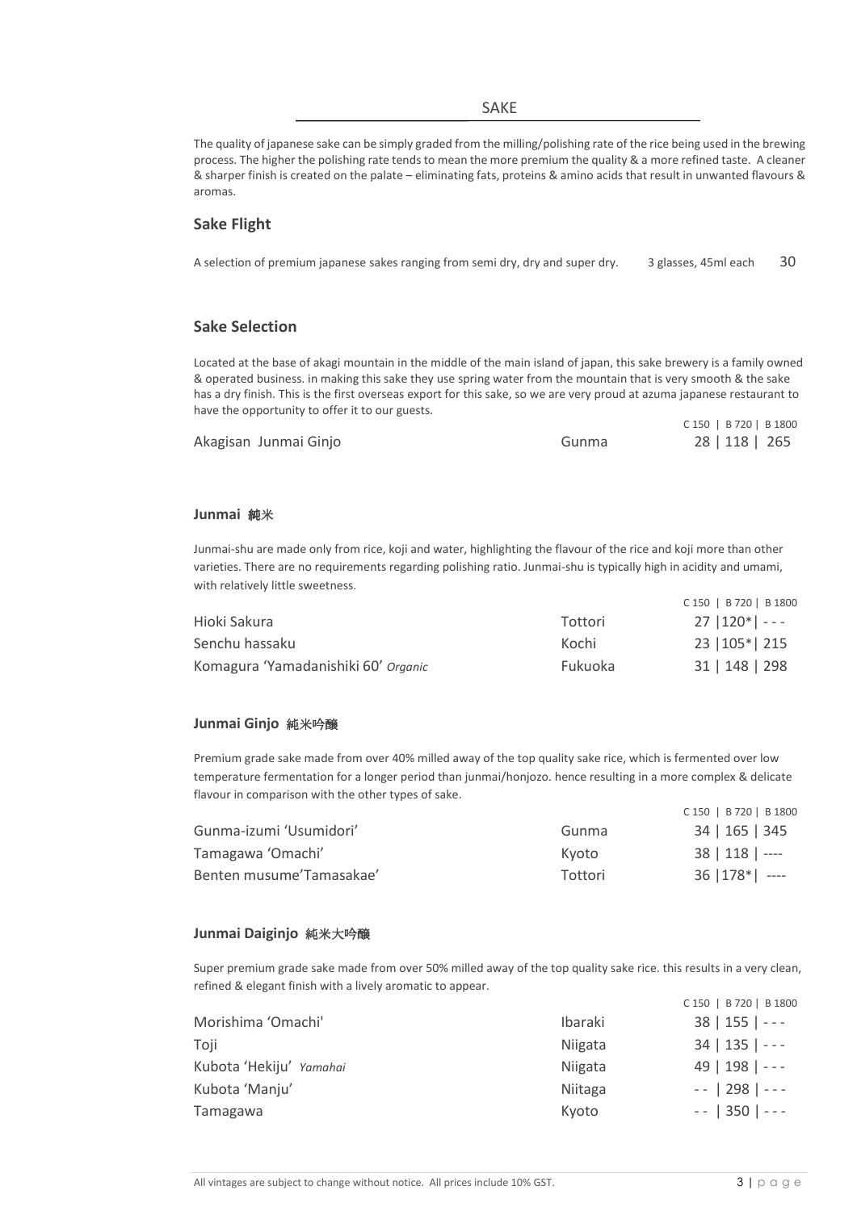# SAKE

The quality of japanese sake can be simply graded from the milling/polishing rate of the rice being used in the brewing process. The higher the polishing rate tends to mean the more premium the quality & a more refined taste. A cleaner & sharper finish is created on the palate – eliminating fats, proteins & amino acids that result in unwanted flavours & aromas.

## Sake Flight

| | | |
|---|---|---|
| A selection of premium japanese sakes ranging from semi dry, dry and super dry. | 3 glasses, 45ml each | 30 |

## Sake Selection

Located at the base of akagi mountain in the middle of the main island of japan, this sake brewery is a family owned & operated business. in making this sake they use spring water from the mountain that is very smooth & the sake has a dry finish. This is the first overseas export for this sake, so we are very proud at azuma japanese restaurant to have the opportunity to offer it to our guests.

| | | C 150 \| B 720 \| B 1800 |
|---|---|---|
| Akagisan Junmai Ginjo | Gunma | 28 \| 118 \| 265 |

### Junmai 純米

Junmai-shu are made only from rice, koji and water, highlighting the flavour of the rice and koji more than other varieties. There are no requirements regarding polishing ratio. Junmai-shu is typically high in acidity and umami, with relatively little sweetness.

| | | C 150 \| B 720 \| B 1800 |
|---|---|---|
| Hioki Sakura | Tottori | 27 \|120*\| - - - |
| Senchu hassaku | Kochi | 23 \|105*\| 215 |
| Komagura 'Yamadanishiki 60' *Organic* | Fukuoka | 31 \| 148 \| 298 |

### Junmai Ginjo 純米吟醸

Premium grade sake made from over 40% milled away of the top quality sake rice, which is fermented over low temperature fermentation for a longer period than junmai/honjozo. hence resulting in a more complex & delicate flavour in comparison with the other types of sake.

| | | C 150 \| B 720 \| B 1800 |
|---|---|---|
| Gunma-izumi 'Usumidori' | Gunma | 34 \| 165 \| 345 |
| Tamagawa 'Omachi' | Kyoto | 38 \| 118 \| ---- |
| Benten musume'Tamasakae' | Tottori | 36 \|178*\| ---- |

### Junmai Daiginjo 純米大吟醸

Super premium grade sake made from over 50% milled away of the top quality sake rice. this results in a very clean, refined & elegant finish with a lively aromatic to appear.

| | | C 150 \| B 720 \| B 1800 |
|---|---|---|
| Morishima 'Omachi' | Ibaraki | 38 \| 155 \| - - - |
| Toji | Niigata | 34 \| 135 \| - - - |
| Kubota 'Hekiju' *Yamahai* | Niigata | 49 \| 198 \| - - - |
| Kubota 'Manju' | Niitaga | - - \| 298 \| - - - |
| Tamagawa | Kyoto | - - \| 350 \| - - - |

All vintages are subject to change without notice. All prices include 10% GST.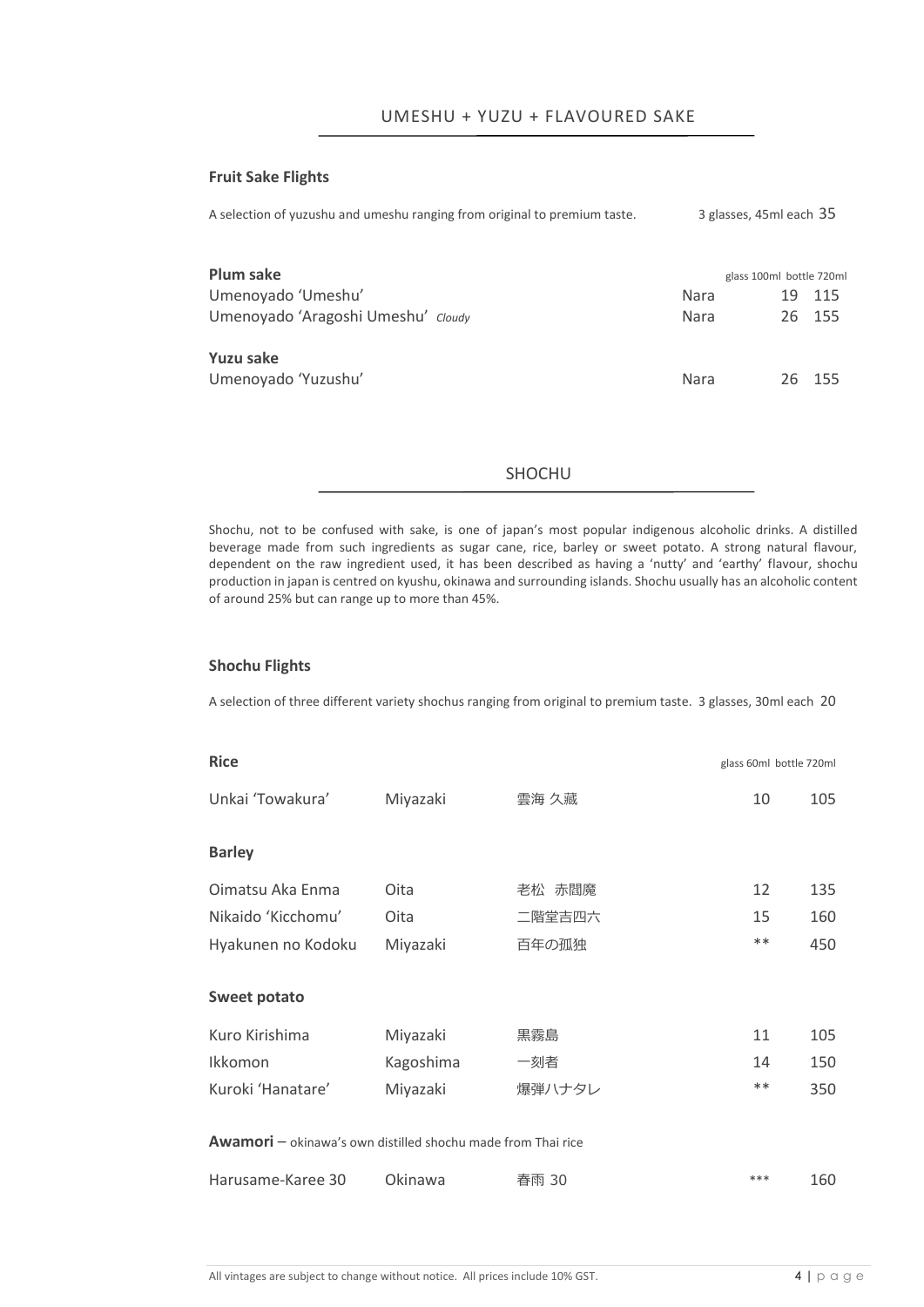## UMESHU + YUZU + FLAVOURED SAKE

### Fruit Sake Flights

A selection of yuzushu and umeshu ranging from original to premium taste. 3 glasses, 45ml each 35

| **Plum sake** | | glass 100ml | bottle 720ml |
|---|---|---|---|
| Umenoyado 'Umeshu' | Nara | 19 | 115 |
| Umenoyado 'Aragoshi Umeshu' *Cloudy* | Nara | 26 | 155 |
| **Yuzu sake** | | | |
| Umenoyado 'Yuzushu' | Nara | 26 | 155 |

## SHOCHU

Shochu, not to be confused with sake, is one of japan's most popular indigenous alcoholic drinks. A distilled beverage made from such ingredients as sugar cane, rice, barley or sweet potato. A strong natural flavour, dependent on the raw ingredient used, it has been described as having a 'nutty' and 'earthy' flavour, shochu production in japan is centred on kyushu, okinawa and surrounding islands. Shochu usually has an alcoholic content of around 25% but can range up to more than 45%.

### Shochu Flights

A selection of three different variety shochus ranging from original to premium taste. 3 glasses, 30ml each 20

| **Rice** | | | glass 60ml | bottle 720ml |
|---|---|---|---|---|
| Unkai 'Towakura' | Miyazaki | 雲海 久藏 | 10 | 105 |
| **Barley** | | | | |
| Oimatsu Aka Enma | Oita | 老松 赤閻魔 | 12 | 135 |
| Nikaido 'Kicchomu' | Oita | 二階堂吉四六 | 15 | 160 |
| Hyakunen no Kodoku | Miyazaki | 百年の孤独 | ** | 450 |
| **Sweet potato** | | | | |
| Kuro Kirishima | Miyazaki | 黒霧島 | 11 | 105 |
| Ikkomon | Kagoshima | 一刻者 | 14 | 150 |
| Kuroki 'Hanatare' | Miyazaki | 爆弾ハナタレ | ** | 350 |
| **Awamori** – okinawa's own distilled shochu made from Thai rice | | | | |
| Harusame-Karee 30 | Okinawa | 春雨 30 | *** | 160 |

All vintages are subject to change without notice. All prices include 10% GST.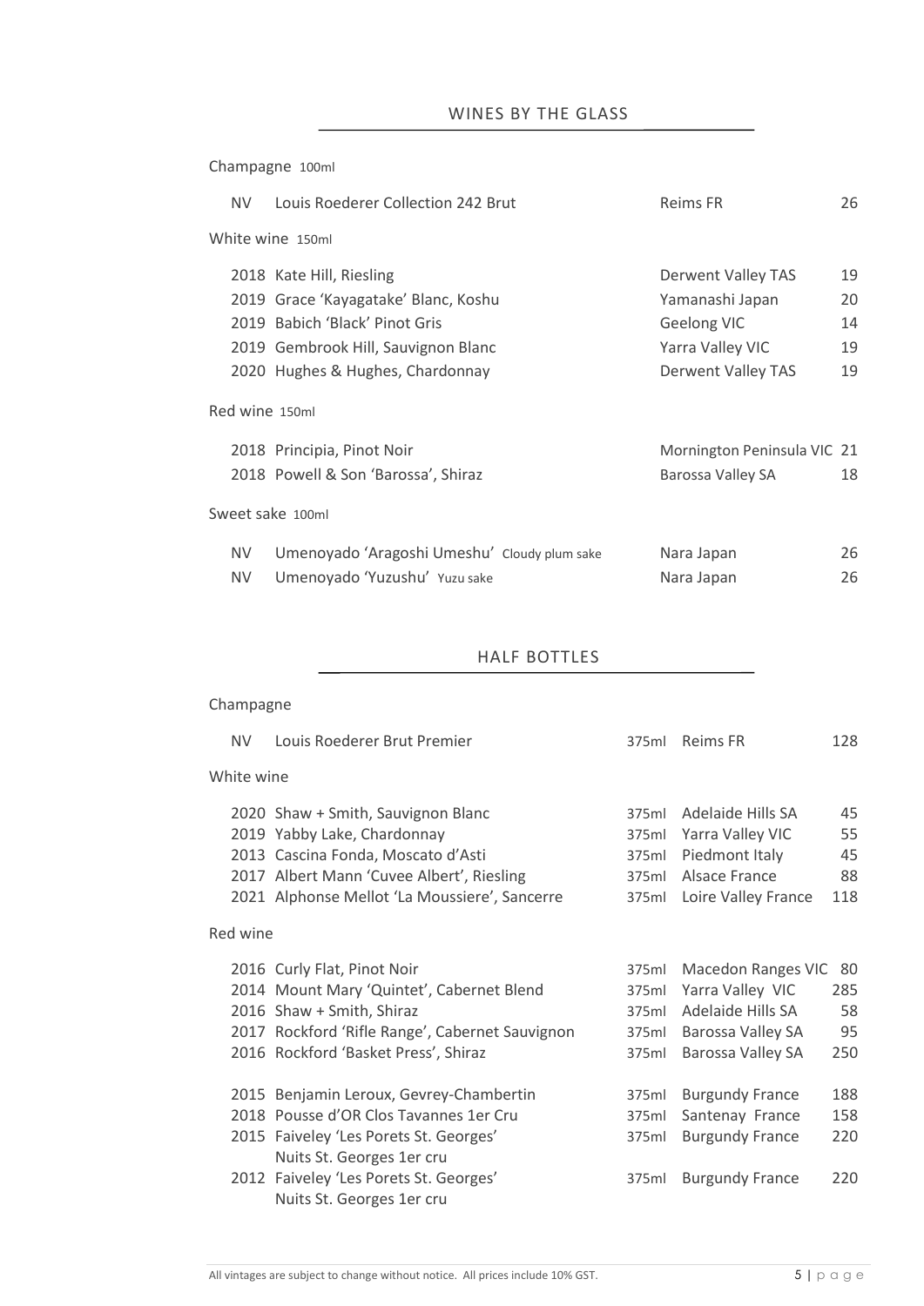## WINES BY THE GLASS

### Champagne 100ml

| | | | |
|---|---|---|---|
| NV | Louis Roederer Collection 242 Brut | Reims FR | 26 |

### White wine 150ml

| | | | |
|---|---|---|---|
| 2018 | Kate Hill, Riesling | Derwent Valley TAS | 19 |
| 2019 | Grace 'Kayagatake' Blanc, Koshu | Yamanashi Japan | 20 |
| 2019 | Babich 'Black' Pinot Gris | Geelong VIC | 14 |
| 2019 | Gembrook Hill, Sauvignon Blanc | Yarra Valley VIC | 19 |
| 2020 | Hughes & Hughes, Chardonnay | Derwent Valley TAS | 19 |

### Red wine 150ml

| | | | |
|---|---|---|---|
| 2018 | Principia, Pinot Noir | Mornington Peninsula VIC | 21 |
| 2018 | Powell & Son 'Barossa', Shiraz | Barossa Valley SA | 18 |

### Sweet sake 100ml

| | | | |
|---|---|---|---|
| NV | Umenoyado 'Aragoshi Umeshu' Cloudy plum sake | Nara Japan | 26 |
| NV | Umenoyado 'Yuzushu' Yuzu sake | Nara Japan | 26 |

## HALF BOTTLES

### Champagne

| | | | | |
|---|---|---|---|---|
| NV | Louis Roederer Brut Premier | 375ml | Reims FR | 128 |

### White wine

| | | | | |
|---|---|---|---|---|
| 2020 | Shaw + Smith, Sauvignon Blanc | 375ml | Adelaide Hills SA | 45 |
| 2019 | Yabby Lake, Chardonnay | 375ml | Yarra Valley VIC | 55 |
| 2013 | Cascina Fonda, Moscato d'Asti | 375ml | Piedmont Italy | 45 |
| 2017 | Albert Mann 'Cuvee Albert', Riesling | 375ml | Alsace France | 88 |
| 2021 | Alphonse Mellot 'La Moussiere', Sancerre | 375ml | Loire Valley France | 118 |

### Red wine

| | | | | |
|---|---|---|---|---|
| 2016 | Curly Flat, Pinot Noir | 375ml | Macedon Ranges VIC | 80 |
| 2014 | Mount Mary 'Quintet', Cabernet Blend | 375ml | Yarra Valley VIC | 285 |
| 2016 | Shaw + Smith, Shiraz | 375ml | Adelaide Hills SA | 58 |
| 2017 | Rockford 'Rifle Range', Cabernet Sauvignon | 375ml | Barossa Valley SA | 95 |
| 2016 | Rockford 'Basket Press', Shiraz | 375ml | Barossa Valley SA | 250 |
| 2015 | Benjamin Leroux, Gevrey-Chambertin | 375ml | Burgundy France | 188 |
| 2018 | Pousse d'OR Clos Tavannes 1er Cru | 375ml | Santenay France | 158 |
| 2015 | Faiveley 'Les Porets St. Georges' Nuits St. Georges 1er cru | 375ml | Burgundy France | 220 |
| 2012 | Faiveley 'Les Porets St. Georges' Nuits St. Georges 1er cru | 375ml | Burgundy France | 220 |

All vintages are subject to change without notice. All prices include 10% GST.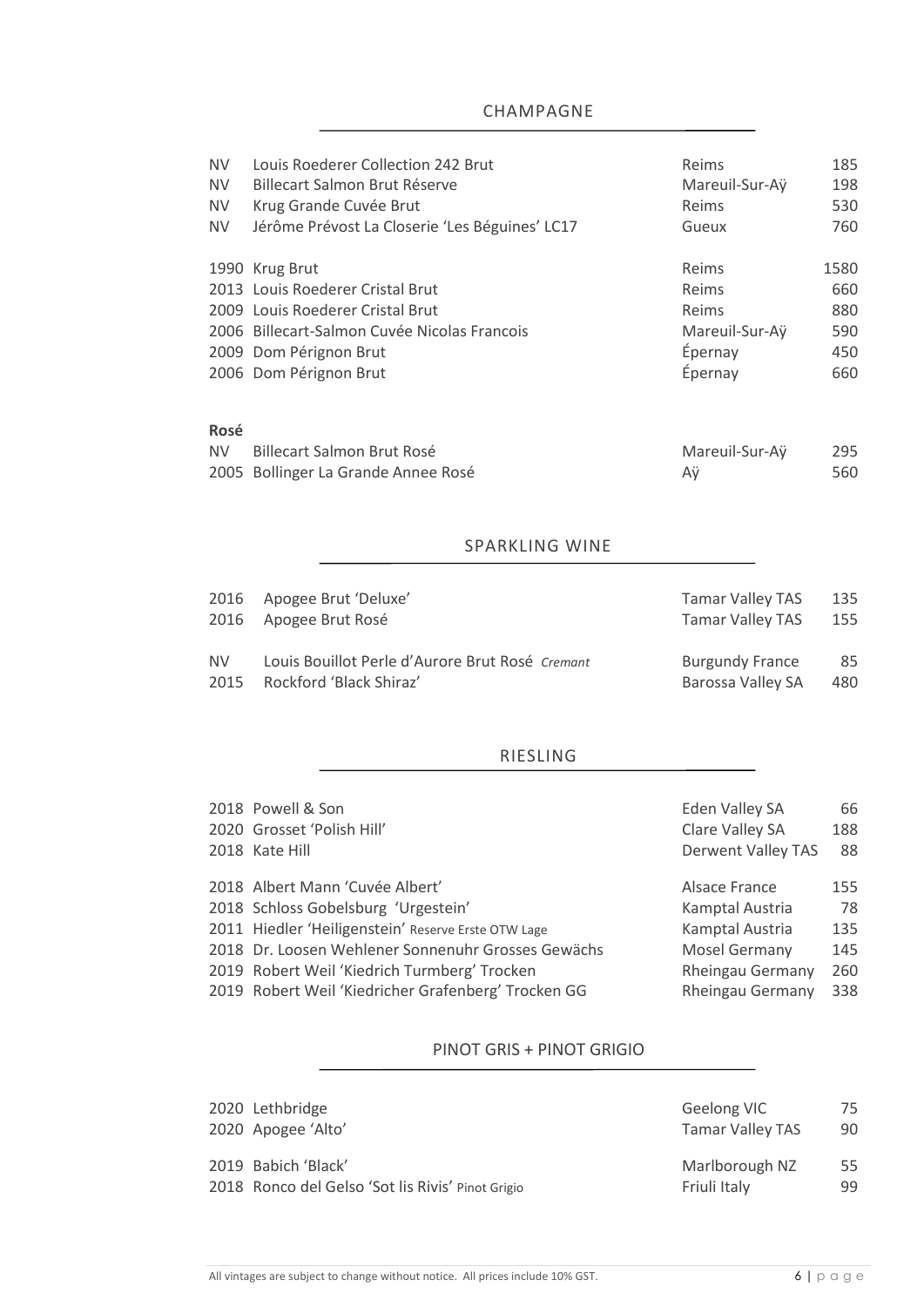## CHAMPAGNE

| Vintage | Wine | Region | Price |
|---|---|---|---|
| NV | Louis Roederer Collection 242 Brut | Reims | 185 |
| NV | Billecart Salmon Brut Réserve | Mareuil-Sur-Aÿ | 198 |
| NV | Krug Grande Cuvée Brut | Reims | 530 |
| NV | Jérôme Prévost La Closerie 'Les Béguines' LC17 | Gueux | 760 |
| 1990 | Krug Brut | Reims | 1580 |
| 2013 | Louis Roederer Cristal Brut | Reims | 660 |
| 2009 | Louis Roederer Cristal Brut | Reims | 880 |
| 2006 | Billecart-Salmon Cuvée Nicolas Francois | Mareuil-Sur-Aÿ | 590 |
| 2009 | Dom Pérignon Brut | Épernay | 450 |
| 2006 | Dom Pérignon Brut | Épernay | 660 |

**Rosé**

| Vintage | Wine | Region | Price |
|---|---|---|---|
| NV | Billecart Salmon Brut Rosé | Mareuil-Sur-Aÿ | 295 |
| 2005 | Bollinger La Grande Annee Rosé | Aÿ | 560 |

## SPARKLING WINE

| Vintage | Wine | Region | Price |
|---|---|---|---|
| 2016 | Apogee Brut 'Deluxe' | Tamar Valley TAS | 135 |
| 2016 | Apogee Brut Rosé | Tamar Valley TAS | 155 |
| NV | Louis Bouillot Perle d'Aurore Brut Rosé *Cremant* | Burgundy France | 85 |
| 2015 | Rockford 'Black Shiraz' | Barossa Valley SA | 480 |

## RIESLING

| Vintage | Wine | Region | Price |
|---|---|---|---|
| 2018 | Powell & Son | Eden Valley SA | 66 |
| 2020 | Grosset 'Polish Hill' | Clare Valley SA | 188 |
| 2018 | Kate Hill | Derwent Valley TAS | 88 |
| 2018 | Albert Mann 'Cuvée Albert' | Alsace France | 155 |
| 2018 | Schloss Gobelsburg 'Urgestein' | Kamptal Austria | 78 |
| 2011 | Hiedler 'Heiligenstein' Reserve Erste OTW Lage | Kamptal Austria | 135 |
| 2018 | Dr. Loosen Wehlener Sonnenuhr Grosses Gewächs | Mosel Germany | 145 |
| 2019 | Robert Weil 'Kiedrich Turmberg' Trocken | Rheingau Germany | 260 |
| 2019 | Robert Weil 'Kiedricher Grafenberg' Trocken GG | Rheingau Germany | 338 |

## PINOT GRIS + PINOT GRIGIO

| Vintage | Wine | Region | Price |
|---|---|---|---|
| 2020 | Lethbridge | Geelong VIC | 75 |
| 2020 | Apogee 'Alto' | Tamar Valley TAS | 90 |
| 2019 | Babich 'Black' | Marlborough NZ | 55 |
| 2018 | Ronco del Gelso 'Sot lis Rivis' Pinot Grigio | Friuli Italy | 99 |

All vintages are subject to change without notice. All prices include 10% GST.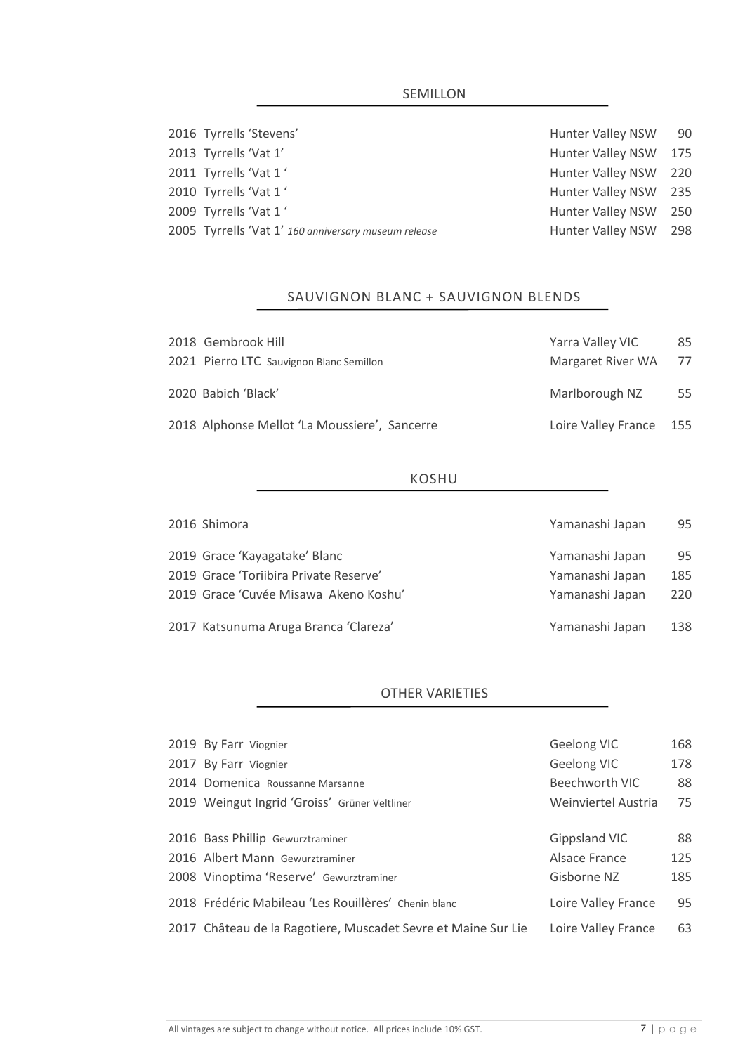## SEMILLON

| | | |
|---|---|---|
| 2016 Tyrrells 'Stevens' | Hunter Valley NSW | 90 |
| 2013 Tyrrells 'Vat 1' | Hunter Valley NSW | 175 |
| 2011 Tyrrells 'Vat 1 ' | Hunter Valley NSW | 220 |
| 2010 Tyrrells 'Vat 1 ' | Hunter Valley NSW | 235 |
| 2009 Tyrrells 'Vat 1 ' | Hunter Valley NSW | 250 |
| 2005 Tyrrells 'Vat 1' *160 anniversary museum release* | Hunter Valley NSW | 298 |

## SAUVIGNON BLANC + SAUVIGNON BLENDS

| | | |
|---|---|---|
| 2018 Gembrook Hill | Yarra Valley VIC | 85 |
| 2021 Pierro LTC Sauvignon Blanc Semillon | Margaret River WA | 77 |
| 2020 Babich 'Black' | Marlborough NZ | 55 |
| 2018 Alphonse Mellot 'La Moussiere', Sancerre | Loire Valley France | 155 |

## KOSHU

| | | |
|---|---|---|
| 2016 Shimora | Yamanashi Japan | 95 |
| 2019 Grace 'Kayagatake' Blanc | Yamanashi Japan | 95 |
| 2019 Grace 'Toriibira Private Reserve' | Yamanashi Japan | 185 |
| 2019 Grace 'Cuvée Misawa Akeno Koshu' | Yamanashi Japan | 220 |
| 2017 Katsunuma Aruga Branca 'Clareza' | Yamanashi Japan | 138 |

## OTHER VARIETIES

| | | |
|---|---|---|
| 2019 By Farr Viognier | Geelong VIC | 168 |
| 2017 By Farr Viognier | Geelong VIC | 178 |
| 2014 Domenica Roussanne Marsanne | Beechworth VIC | 88 |
| 2019 Weingut Ingrid 'Groiss' Grüner Veltliner | Weinviertel Austria | 75 |
| 2016 Bass Phillip Gewurztraminer | Gippsland VIC | 88 |
| 2016 Albert Mann Gewurztraminer | Alsace France | 125 |
| 2008 Vinoptima 'Reserve' Gewurztraminer | Gisborne NZ | 185 |
| 2018 Frédéric Mabileau 'Les Rouillères' Chenin blanc | Loire Valley France | 95 |
| 2017 Château de la Ragotiere, Muscadet Sevre et Maine Sur Lie | Loire Valley France | 63 |

All vintages are subject to change without notice. All prices include 10% GST.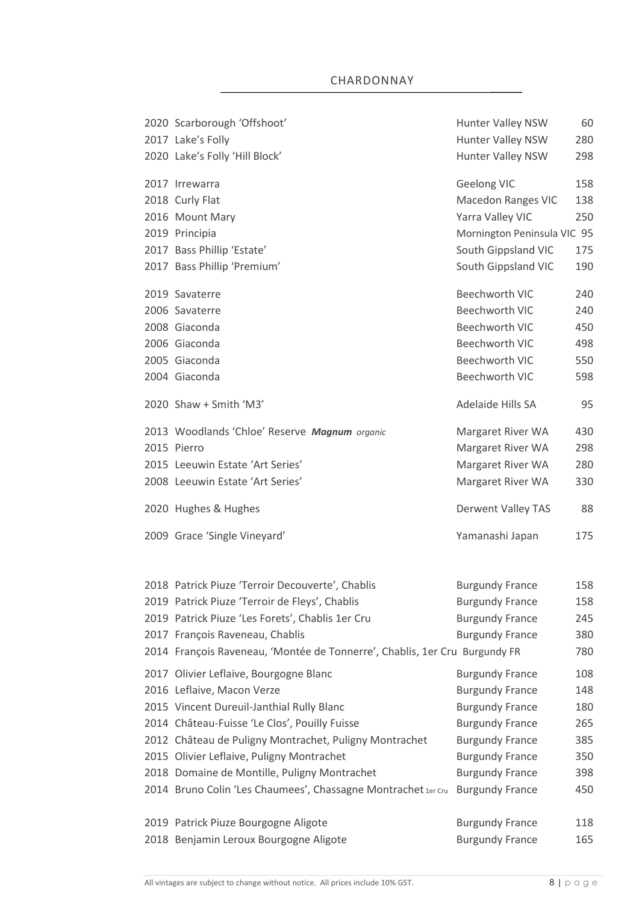# CHARDONNAY

| Wine | Region | Price |
|---|---|---|
| 2020 Scarborough 'Offshoot' | Hunter Valley NSW | 60 |
| 2017 Lake's Folly | Hunter Valley NSW | 280 |
| 2020 Lake's Folly 'Hill Block' | Hunter Valley NSW | 298 |
| 2017 Irrewarra | Geelong VIC | 158 |
| 2018 Curly Flat | Macedon Ranges VIC | 138 |
| 2016 Mount Mary | Yarra Valley VIC | 250 |
| 2019 Principia | Mornington Peninsula VIC | 95 |
| 2017 Bass Phillip 'Estate' | South Gippsland VIC | 175 |
| 2017 Bass Phillip 'Premium' | South Gippsland VIC | 190 |
| 2019 Savaterre | Beechworth VIC | 240 |
| 2006 Savaterre | Beechworth VIC | 240 |
| 2008 Giaconda | Beechworth VIC | 450 |
| 2006 Giaconda | Beechworth VIC | 498 |
| 2005 Giaconda | Beechworth VIC | 550 |
| 2004 Giaconda | Beechworth VIC | 598 |
| 2020 Shaw + Smith 'M3' | Adelaide Hills SA | 95 |
| 2013 Woodlands 'Chloe' Reserve ***Magnum*** *organic* | Margaret River WA | 430 |
| 2015 Pierro | Margaret River WA | 298 |
| 2015 Leeuwin Estate 'Art Series' | Margaret River WA | 280 |
| 2008 Leeuwin Estate 'Art Series' | Margaret River WA | 330 |
| 2020 Hughes & Hughes | Derwent Valley TAS | 88 |
| 2009 Grace 'Single Vineyard' | Yamanashi Japan | 175 |
| 2018 Patrick Piuze 'Terroir Decouverte', Chablis | Burgundy France | 158 |
| 2019 Patrick Piuze 'Terroir de Fleys', Chablis | Burgundy France | 158 |
| 2019 Patrick Piuze 'Les Forets', Chablis 1er Cru | Burgundy France | 245 |
| 2017 François Raveneau, Chablis | Burgundy France | 380 |
| 2014 François Raveneau, 'Montée de Tonnerre', Chablis, 1er Cru | Burgundy FR | 780 |
| 2017 Olivier Leflaive, Bourgogne Blanc | Burgundy France | 108 |
| 2016 Leflaive, Macon Verze | Burgundy France | 148 |
| 2015 Vincent Dureuil-Janthial Rully Blanc | Burgundy France | 180 |
| 2014 Château-Fuisse 'Le Clos', Pouilly Fuisse | Burgundy France | 265 |
| 2012 Château de Puligny Montrachet, Puligny Montrachet | Burgundy France | 385 |
| 2015 Olivier Leflaive, Puligny Montrachet | Burgundy France | 350 |
| 2018 Domaine de Montille, Puligny Montrachet | Burgundy France | 398 |
| 2014 Bruno Colin 'Les Chaumees', Chassagne Montrachet 1er Cru | Burgundy France | 450 |
| 2019 Patrick Piuze Bourgogne Aligote | Burgundy France | 118 |
| 2018 Benjamin Leroux Bourgogne Aligote | Burgundy France | 165 |

All vintages are subject to change without notice. All prices include 10% GST.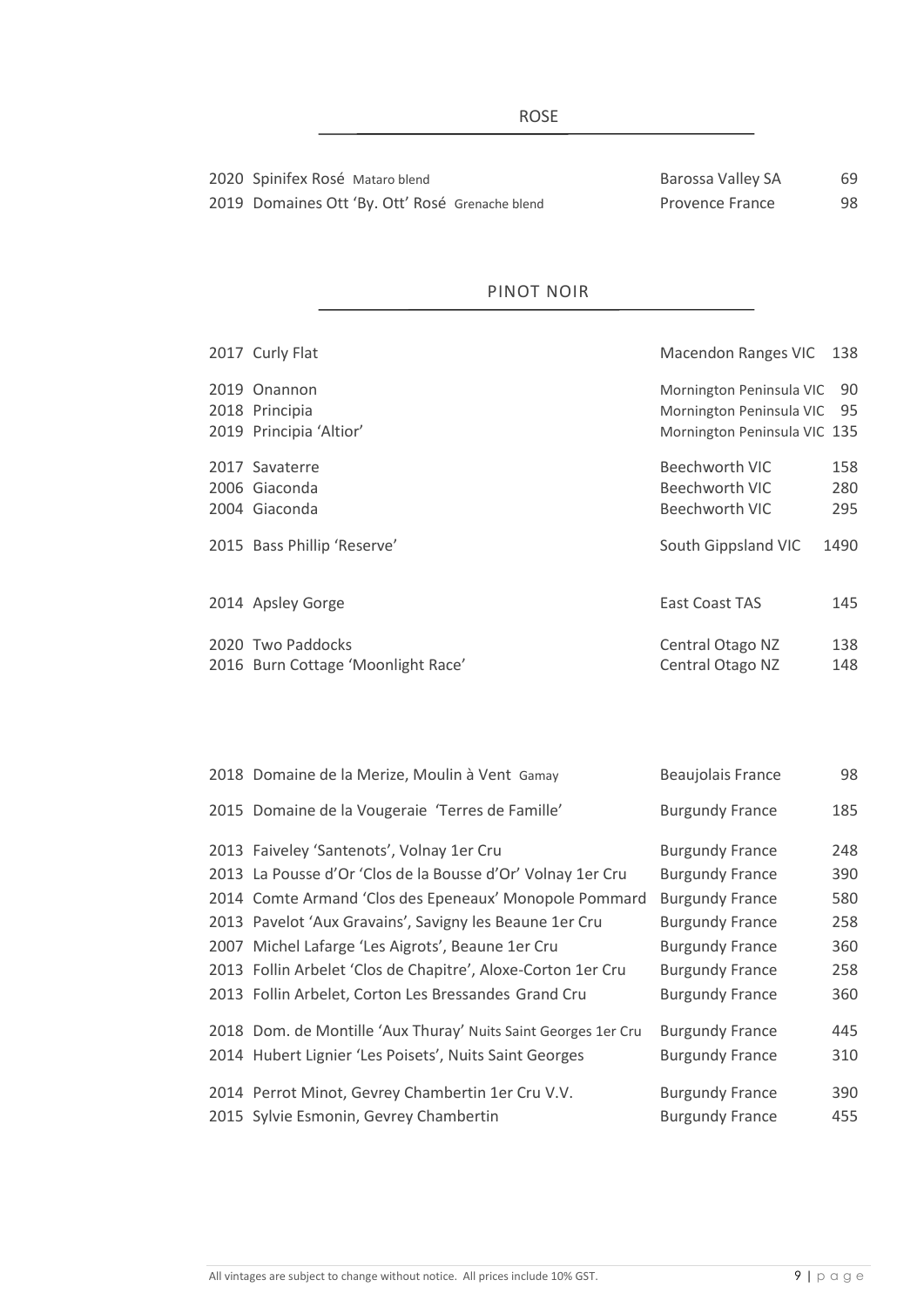## ROSE

| Vintage | Wine | Region | Price |
|---|---|---|---|
| 2020 | Spinifex Rosé Mataro blend | Barossa Valley SA | 69 |
| 2019 | Domaines Ott 'By. Ott' Rosé Grenache blend | Provence France | 98 |

## PINOT NOIR

| Vintage | Wine | Region | Price |
|---|---|---|---|
| 2017 | Curly Flat | Macendon Ranges VIC | 138 |
| 2019 | Onannon | Mornington Peninsula VIC | 90 |
| 2018 | Principia | Mornington Peninsula VIC | 95 |
| 2019 | Principia 'Altior' | Mornington Peninsula VIC | 135 |
| 2017 | Savaterre | Beechworth VIC | 158 |
| 2006 | Giaconda | Beechworth VIC | 280 |
| 2004 | Giaconda | Beechworth VIC | 295 |
| 2015 | Bass Phillip 'Reserve' | South Gippsland VIC | 1490 |
| 2014 | Apsley Gorge | East Coast TAS | 145 |
| 2020 | Two Paddocks | Central Otago NZ | 138 |
| 2016 | Burn Cottage 'Moonlight Race' | Central Otago NZ | 148 |

| Vintage | Wine | Region | Price |
|---|---|---|---|
| 2018 | Domaine de la Merize, Moulin à Vent Gamay | Beaujolais France | 98 |
| 2015 | Domaine de la Vougeraie 'Terres de Famille' | Burgundy France | 185 |
| 2013 | Faiveley 'Santenots', Volnay 1er Cru | Burgundy France | 248 |
| 2013 | La Pousse d'Or 'Clos de la Bousse d'Or' Volnay 1er Cru | Burgundy France | 390 |
| 2014 | Comte Armand 'Clos des Epeneaux' Monopole Pommard | Burgundy France | 580 |
| 2013 | Pavelot 'Aux Gravains', Savigny les Beaune 1er Cru | Burgundy France | 258 |
| 2007 | Michel Lafarge 'Les Aigrots', Beaune 1er Cru | Burgundy France | 360 |
| 2013 | Follin Arbelet 'Clos de Chapitre', Aloxe-Corton 1er Cru | Burgundy France | 258 |
| 2013 | Follin Arbelet, Corton Les Bressandes Grand Cru | Burgundy France | 360 |
| 2018 | Dom. de Montille 'Aux Thuray' Nuits Saint Georges 1er Cru | Burgundy France | 445 |
| 2014 | Hubert Lignier 'Les Poisets', Nuits Saint Georges | Burgundy France | 310 |
| 2014 | Perrot Minot, Gevrey Chambertin 1er Cru V.V. | Burgundy France | 390 |
| 2015 | Sylvie Esmonin, Gevrey Chambertin | Burgundy France | 455 |

All vintages are subject to change without notice. All prices include 10% GST.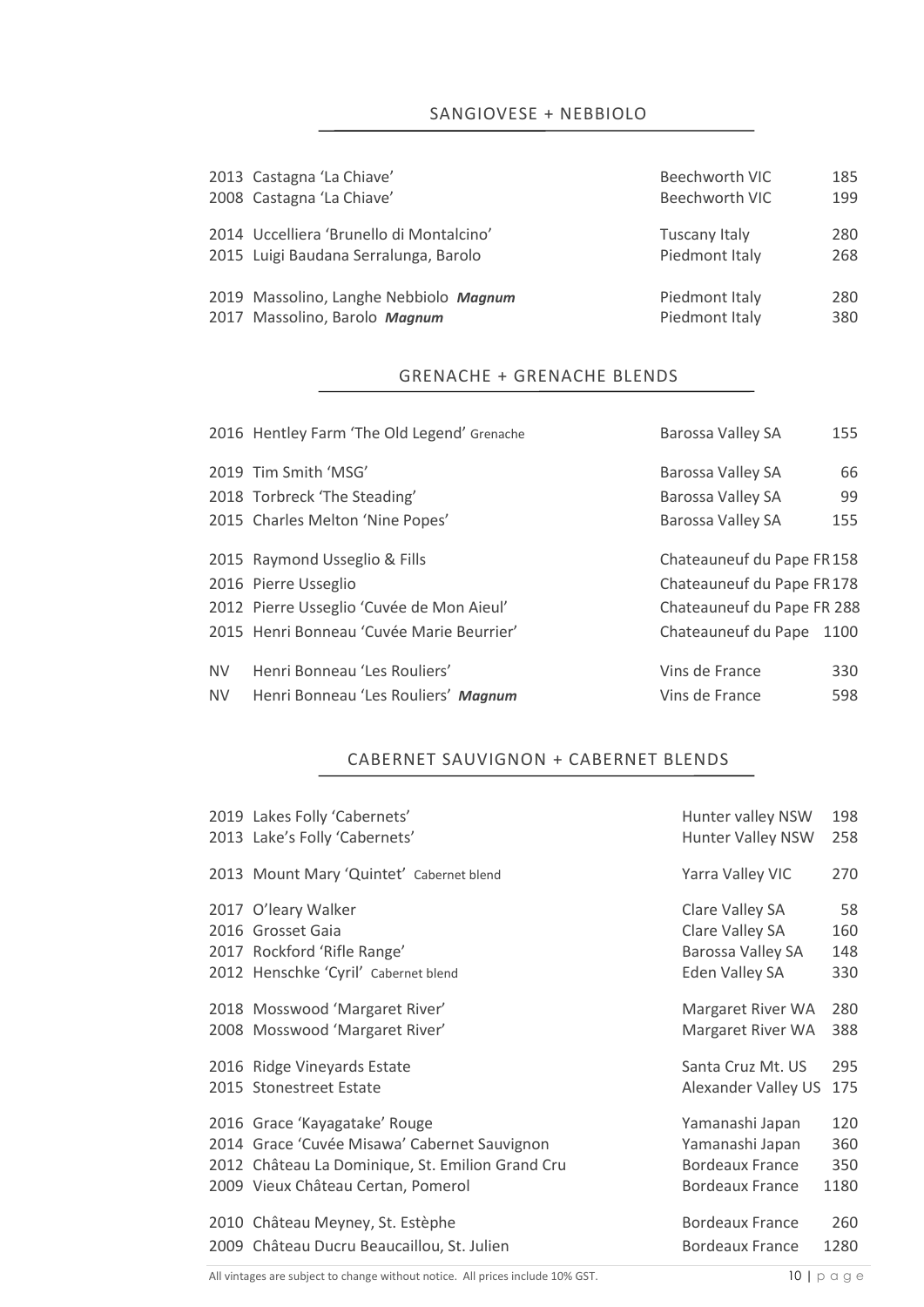## SANGIOVESE + NEBBIOLO

| Vintage | Wine | Region | Price |
|---|---|---|---|
| 2013 | Castagna 'La Chiave' | Beechworth VIC | 185 |
| 2008 | Castagna 'La Chiave' | Beechworth VIC | 199 |
| 2014 | Uccelliera 'Brunello di Montalcino' | Tuscany Italy | 280 |
| 2015 | Luigi Baudana Serralunga, Barolo | Piedmont Italy | 268 |
| 2019 | Massolino, Langhe Nebbiolo ***Magnum*** | Piedmont Italy | 280 |
| 2017 | Massolino, Barolo ***Magnum*** | Piedmont Italy | 380 |

## GRENACHE + GRENACHE BLENDS

| Vintage | Wine | Region | Price |
|---|---|---|---|
| 2016 | Hentley Farm 'The Old Legend' Grenache | Barossa Valley SA | 155 |
| 2019 | Tim Smith 'MSG' | Barossa Valley SA | 66 |
| 2018 | Torbreck 'The Steading' | Barossa Valley SA | 99 |
| 2015 | Charles Melton 'Nine Popes' | Barossa Valley SA | 155 |
| 2015 | Raymond Usseglio & Fills | Chateauneuf du Pape FR | 158 |
| 2016 | Pierre Usseglio | Chateauneuf du Pape FR | 178 |
| 2012 | Pierre Usseglio 'Cuvée de Mon Aieul' | Chateauneuf du Pape FR | 288 |
| 2015 | Henri Bonneau 'Cuvée Marie Beurrier' | Chateauneuf du Pape | 1100 |
| NV | Henri Bonneau 'Les Rouliers' | Vins de France | 330 |
| NV | Henri Bonneau 'Les Rouliers' ***Magnum*** | Vins de France | 598 |

## CABERNET SAUVIGNON + CABERNET BLENDS

| Vintage | Wine | Region | Price |
|---|---|---|---|
| 2019 | Lakes Folly 'Cabernets' | Hunter valley NSW | 198 |
| 2013 | Lake's Folly 'Cabernets' | Hunter Valley NSW | 258 |
| 2013 | Mount Mary 'Quintet' Cabernet blend | Yarra Valley VIC | 270 |
| 2017 | O'leary Walker | Clare Valley SA | 58 |
| 2016 | Grosset Gaia | Clare Valley SA | 160 |
| 2017 | Rockford 'Rifle Range' | Barossa Valley SA | 148 |
| 2012 | Henschke 'Cyril' Cabernet blend | Eden Valley SA | 330 |
| 2018 | Mosswood 'Margaret River' | Margaret River WA | 280 |
| 2008 | Mosswood 'Margaret River' | Margaret River WA | 388 |
| 2016 | Ridge Vineyards Estate | Santa Cruz Mt. US | 295 |
| 2015 | Stonestreet Estate | Alexander Valley US | 175 |
| 2016 | Grace 'Kayagatake' Rouge | Yamanashi Japan | 120 |
| 2014 | Grace 'Cuvée Misawa' Cabernet Sauvignon | Yamanashi Japan | 360 |
| 2012 | Château La Dominique, St. Emilion Grand Cru | Bordeaux France | 350 |
| 2009 | Vieux Château Certan, Pomerol | Bordeaux France | 1180 |
| 2010 | Château Meyney, St. Estèphe | Bordeaux France | 260 |
| 2009 | Château Ducru Beaucaillou, St. Julien | Bordeaux France | 1280 |

All vintages are subject to change without notice. All prices include 10% GST.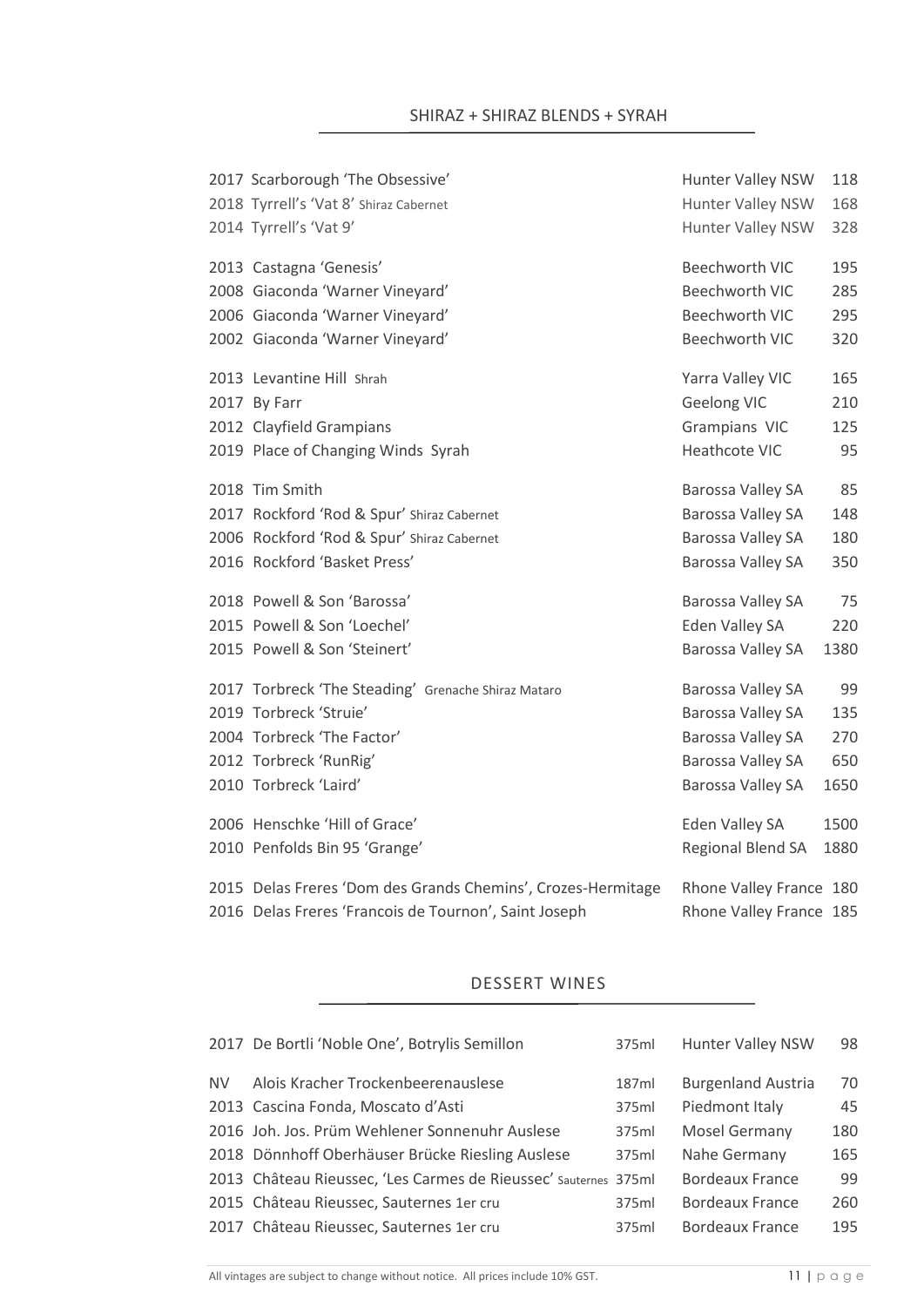## SHIRAZ + SHIRAZ BLENDS + SYRAH

| Wine | Region | Price |
|---|---|---|
| 2017 Scarborough 'The Obsessive' | Hunter Valley NSW | 118 |
| 2018 Tyrrell's 'Vat 8' Shiraz Cabernet | Hunter Valley NSW | 168 |
| 2014 Tyrrell's 'Vat 9' | Hunter Valley NSW | 328 |
| 2013 Castagna 'Genesis' | Beechworth VIC | 195 |
| 2008 Giaconda 'Warner Vineyard' | Beechworth VIC | 285 |
| 2006 Giaconda 'Warner Vineyard' | Beechworth VIC | 295 |
| 2002 Giaconda 'Warner Vineyard' | Beechworth VIC | 320 |
| 2013 Levantine Hill Shrah | Yarra Valley VIC | 165 |
| 2017 By Farr | Geelong VIC | 210 |
| 2012 Clayfield Grampians | Grampians VIC | 125 |
| 2019 Place of Changing Winds Syrah | Heathcote VIC | 95 |
| 2018 Tim Smith | Barossa Valley SA | 85 |
| 2017 Rockford 'Rod & Spur' Shiraz Cabernet | Barossa Valley SA | 148 |
| 2006 Rockford 'Rod & Spur' Shiraz Cabernet | Barossa Valley SA | 180 |
| 2016 Rockford 'Basket Press' | Barossa Valley SA | 350 |
| 2018 Powell & Son 'Barossa' | Barossa Valley SA | 75 |
| 2015 Powell & Son 'Loechel' | Eden Valley SA | 220 |
| 2015 Powell & Son 'Steinert' | Barossa Valley SA | 1380 |
| 2017 Torbreck 'The Steading' Grenache Shiraz Mataro | Barossa Valley SA | 99 |
| 2019 Torbreck 'Struie' | Barossa Valley SA | 135 |
| 2004 Torbreck 'The Factor' | Barossa Valley SA | 270 |
| 2012 Torbreck 'RunRig' | Barossa Valley SA | 650 |
| 2010 Torbreck 'Laird' | Barossa Valley SA | 1650 |
| 2006 Henschke 'Hill of Grace' | Eden Valley SA | 1500 |
| 2010 Penfolds Bin 95 'Grange' | Regional Blend SA | 1880 |
| 2015 Delas Freres 'Dom des Grands Chemins', Crozes-Hermitage | Rhone Valley France | 180 |
| 2016 Delas Freres 'Francois de Tournon', Saint Joseph | Rhone Valley France | 185 |

## DESSERT WINES

| Wine | Size | Region | Price |
|---|---|---|---|
| 2017 De Bortli 'Noble One', Botrylis Semillon | 375ml | Hunter Valley NSW | 98 |
| NV Alois Kracher Trockenbeerenauslese | 187ml | Burgenland Austria | 70 |
| 2013 Cascina Fonda, Moscato d'Asti | 375ml | Piedmont Italy | 45 |
| 2016 Joh. Jos. Prüm Wehlener Sonnenuhr Auslese | 375ml | Mosel Germany | 180 |
| 2018 Dönnhoff Oberhäuser Brücke Riesling Auslese | 375ml | Nahe Germany | 165 |
| 2013 Château Rieussec, 'Les Carmes de Rieussec' Sauternes | 375ml | Bordeaux France | 99 |
| 2015 Château Rieussec, Sauternes 1er cru | 375ml | Bordeaux France | 260 |
| 2017 Château Rieussec, Sauternes 1er cru | 375ml | Bordeaux France | 195 |

All vintages are subject to change without notice. All prices include 10% GST.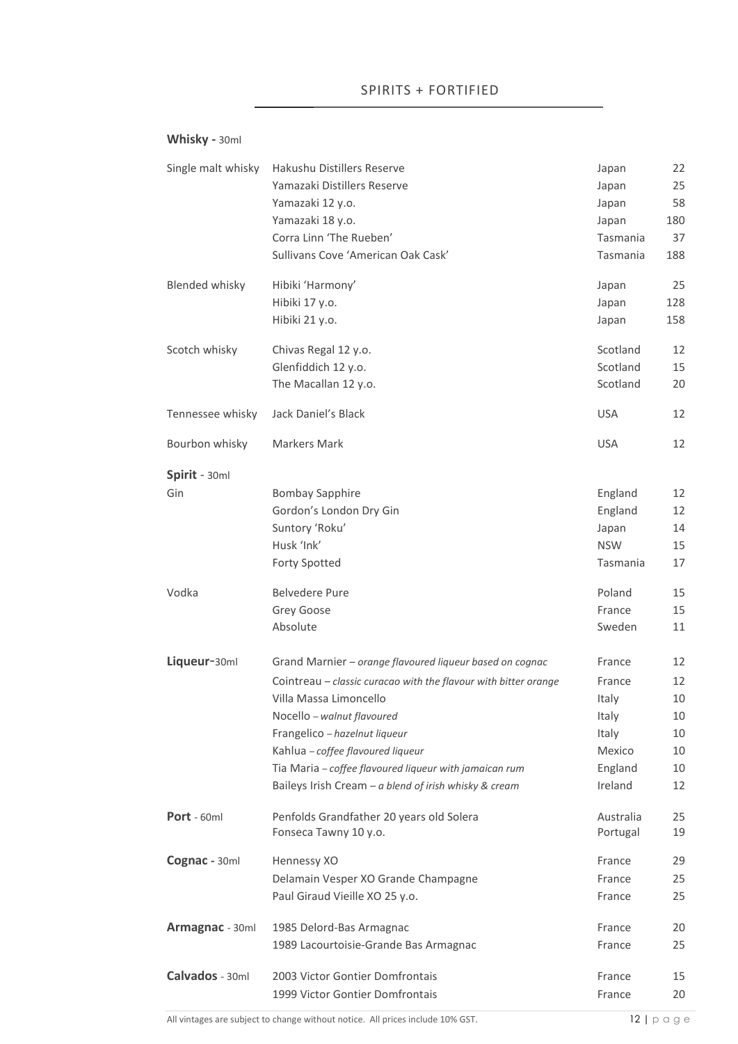## SPIRITS + FORTIFIED

**Whisky -** 30ml

| | | | |
|---|---|---|---|
| Single malt whisky | Hakushu Distillers Reserve | Japan | 22 |
| | Yamazaki Distillers Reserve | Japan | 25 |
| | Yamazaki 12 y.o. | Japan | 58 |
| | Yamazaki 18 y.o. | Japan | 180 |
| | Corra Linn 'The Rueben' | Tasmania | 37 |
| | Sullivans Cove 'American Oak Cask' | Tasmania | 188 |
| Blended whisky | Hibiki 'Harmony' | Japan | 25 |
| | Hibiki 17 y.o. | Japan | 128 |
| | Hibiki 21 y.o. | Japan | 158 |
| Scotch whisky | Chivas Regal 12 y.o. | Scotland | 12 |
| | Glenfiddich 12 y.o. | Scotland | 15 |
| | The Macallan 12 y.o. | Scotland | 20 |
| Tennessee whisky | Jack Daniel's Black | USA | 12 |
| Bourbon whisky | Markers Mark | USA | 12 |

**Spirit** - 30ml

| | | | |
|---|---|---|---|
| Gin | Bombay Sapphire | England | 12 |
| | Gordon's London Dry Gin | England | 12 |
| | Suntory 'Roku' | Japan | 14 |
| | Husk 'Ink' | NSW | 15 |
| | Forty Spotted | Tasmania | 17 |
| Vodka | Belvedere Pure | Poland | 15 |
| | Grey Goose | France | 15 |
| | Absolute | Sweden | 11 |

| | | | |
|---|---|---|---|
| **Liqueur**-30ml | Grand Marnier – *orange flavoured liqueur based on cognac* | France | 12 |
| | Cointreau – *classic curacao with the flavour with bitter orange* | France | 12 |
| | Villa Massa Limoncello | Italy | 10 |
| | Nocello – *walnut flavoured* | Italy | 10 |
| | Frangelico – *hazelnut liqueur* | Italy | 10 |
| | Kahlua – *coffee flavoured liqueur* | Mexico | 10 |
| | Tia Maria – *coffee flavoured liqueur with jamaican rum* | England | 10 |
| | Baileys Irish Cream – *a blend of irish whisky & cream* | Ireland | 12 |
| **Port** - 60ml | Penfolds Grandfather 20 years old Solera | Australia | 25 |
| | Fonseca Tawny 10 y.o. | Portugal | 19 |
| **Cognac** - 30ml | Hennessy XO | France | 29 |
| | Delamain Vesper XO Grande Champagne | France | 25 |
| | Paul Giraud Vieille XO 25 y.o. | France | 25 |
| **Armagnac** - 30ml | 1985 Delord-Bas Armagnac | France | 20 |
| | 1989 Lacourtoisie-Grande Bas Armagnac | France | 25 |
| **Calvados** - 30ml | 2003 Victor Gontier Domfrontais | France | 15 |
| | 1999 Victor Gontier Domfrontais | France | 20 |

All vintages are subject to change without notice. All prices include 10% GST.